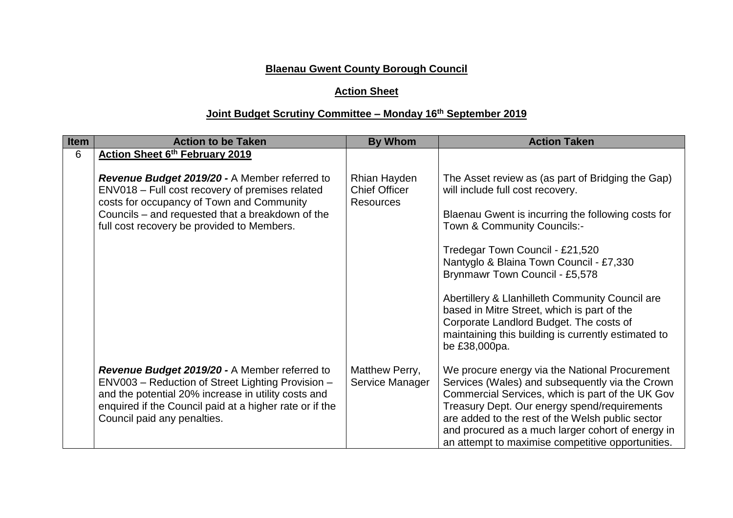**Blaenau Gwent County Borough Council**

**Action Sheet**

**Joint Budget Scrutiny Committee – Monday 16th September 2019**

| Item | Action to be Taken | By Whom | Action Taken |
|---|---|---|---|
| 6 | **Action Sheet 6th February 2019** | | |
| | ***Revenue Budget 2019/20 -*** A Member referred to ENV018 – Full cost recovery of premises related costs for occupancy of Town and Community Councils – and requested that a breakdown of the full cost recovery be provided to Members. | Rhian Hayden Chief Officer Resources | The Asset review as (as part of Bridging the Gap) will include full cost recovery.<br><br>Blaenau Gwent is incurring the following costs for Town & Community Councils:-<br><br>Tredegar Town Council - £21,520<br>Nantyglo & Blaina Town Council - £7,330<br>Brynmawr Town Council - £5,578<br><br>Abertillery & Llanhilleth Community Council are based in Mitre Street, which is part of the Corporate Landlord Budget. The costs of maintaining this building is currently estimated to be £38,000pa. |
| | ***Revenue Budget 2019/20 -*** A Member referred to ENV003 – Reduction of Street Lighting Provision – and the potential 20% increase in utility costs and enquired if the Council paid at a higher rate or if the Council paid any penalties. | Matthew Perry, Service Manager | We procure energy via the National Procurement Services (Wales) and subsequently via the Crown Commercial Services, which is part of the UK Gov Treasury Dept. Our energy spend/requirements are added to the rest of the Welsh public sector and procured as a much larger cohort of energy in an attempt to maximise competitive opportunities. |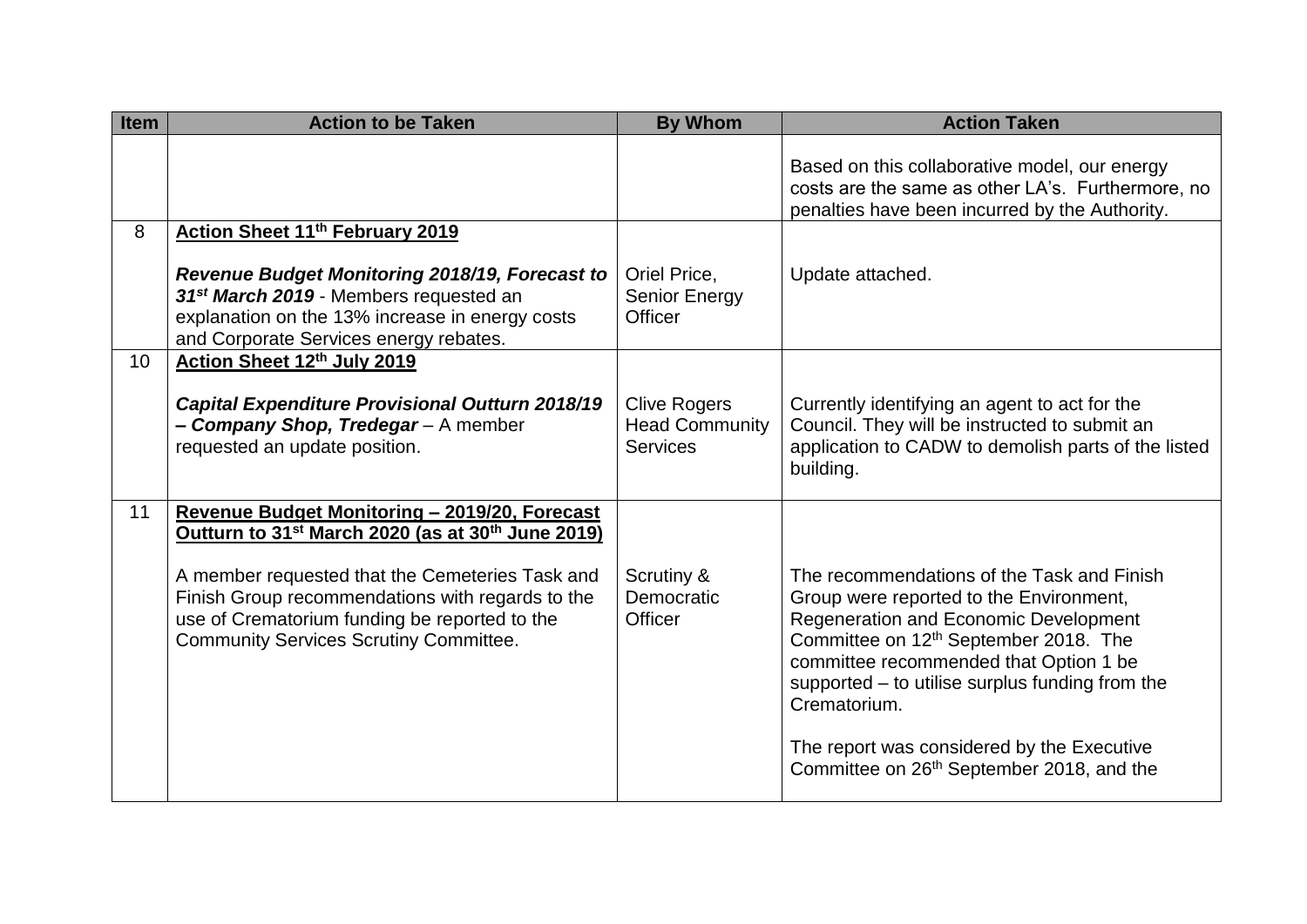| Item | Action to be Taken | By Whom | Action Taken |
|---|---|---|---|
| | | | Based on this collaborative model, our energy costs are the same as other LA's. Furthermore, no penalties have been incurred by the Authority. |
| 8 | **Action Sheet 11th February 2019**<br><br>***Revenue Budget Monitoring 2018/19, Forecast to 31st March 2019*** - Members requested an explanation on the 13% increase in energy costs and Corporate Services energy rebates. | Oriel Price, Senior Energy Officer | Update attached. |
| 10 | **Action Sheet 12th July 2019**<br><br>***Capital Expenditure Provisional Outturn 2018/19 – Company Shop, Tredegar*** – A member requested an update position. | Clive Rogers Head Community Services | Currently identifying an agent to act for the Council. They will be instructed to submit an application to CADW to demolish parts of the listed building. |
| 11 | **Revenue Budget Monitoring – 2019/20, Forecast Outturn to 31st March 2020 (as at 30th June 2019)**<br><br>A member requested that the Cemeteries Task and Finish Group recommendations with regards to the use of Crematorium funding be reported to the Community Services Scrutiny Committee. | Scrutiny & Democratic Officer | The recommendations of the Task and Finish Group were reported to the Environment, Regeneration and Economic Development Committee on 12th September 2018. The committee recommended that Option 1 be supported – to utilise surplus funding from the Crematorium.<br><br>The report was considered by the Executive Committee on 26th September 2018, and the |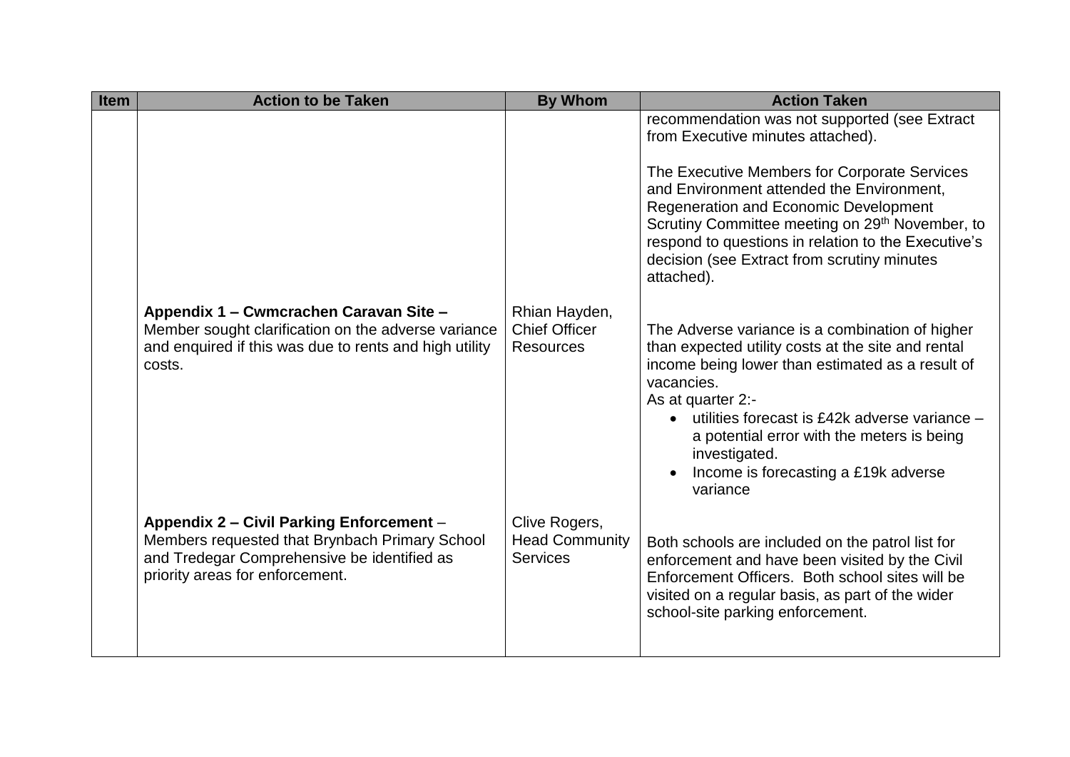| Item | Action to be Taken | By Whom | Action Taken |
|---|---|---|---|
| | | | recommendation was not supported (see Extract from Executive minutes attached).<br><br>The Executive Members for Corporate Services and Environment attended the Environment, Regeneration and Economic Development Scrutiny Committee meeting on 29th November, to respond to questions in relation to the Executive's decision (see Extract from scrutiny minutes attached). |
| | **Appendix 1 – Cwmcrachen Caravan Site –** Member sought clarification on the adverse variance and enquired if this was due to rents and high utility costs. | Rhian Hayden, Chief Officer Resources | The Adverse variance is a combination of higher than expected utility costs at the site and rental income being lower than estimated as a result of vacancies.<br>As at quarter 2:-<br>• utilities forecast is £42k adverse variance – a potential error with the meters is being investigated.<br>• Income is forecasting a £19k adverse variance |
| | **Appendix 2 – Civil Parking Enforcement** – Members requested that Brynbach Primary School and Tredegar Comprehensive be identified as priority areas for enforcement. | Clive Rogers, Head Community Services | Both schools are included on the patrol list for enforcement and have been visited by the Civil Enforcement Officers. Both school sites will be visited on a regular basis, as part of the wider school-site parking enforcement. |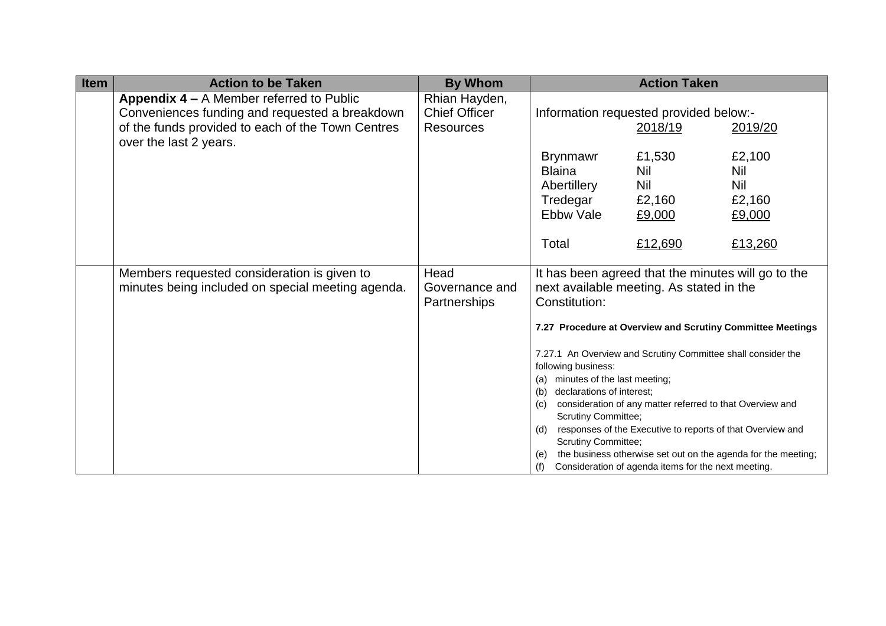| Item | Action to be Taken | By Whom | Action Taken |
|---|---|---|---|
| | **Appendix 4 –** A Member referred to Public Conveniences funding and requested a breakdown of the funds provided to each of the Town Centres over the last 2 years. | Rhian Hayden, Chief Officer Resources | Information requested provided below:-<br><br>Town / 2018/19 / 2019/20<br>Brynmawr / £1,530 / £2,100<br>Blaina / Nil / Nil<br>Abertillery / Nil / Nil<br>Tredegar / £2,160 / £2,160<br>Ebbw Vale / £9,000 / £9,000<br><br>Total / £12,690 / £13,260 |
| | Members requested consideration is given to minutes being included on special meeting agenda. | Head Governance and Partnerships | It has been agreed that the minutes will go to the next available meeting. As stated in the Constitution:<br><br>**7.27 Procedure at Overview and Scrutiny Committee Meetings**<br><br>7.27.1 An Overview and Scrutiny Committee shall consider the following business:<br>(a) minutes of the last meeting;<br>(b) declarations of interest;<br>(c) consideration of any matter referred to that Overview and Scrutiny Committee;<br>(d) responses of the Executive to reports of that Overview and Scrutiny Committee;<br>(e) the business otherwise set out on the agenda for the meeting;<br>(f) Consideration of agenda items for the next meeting. |